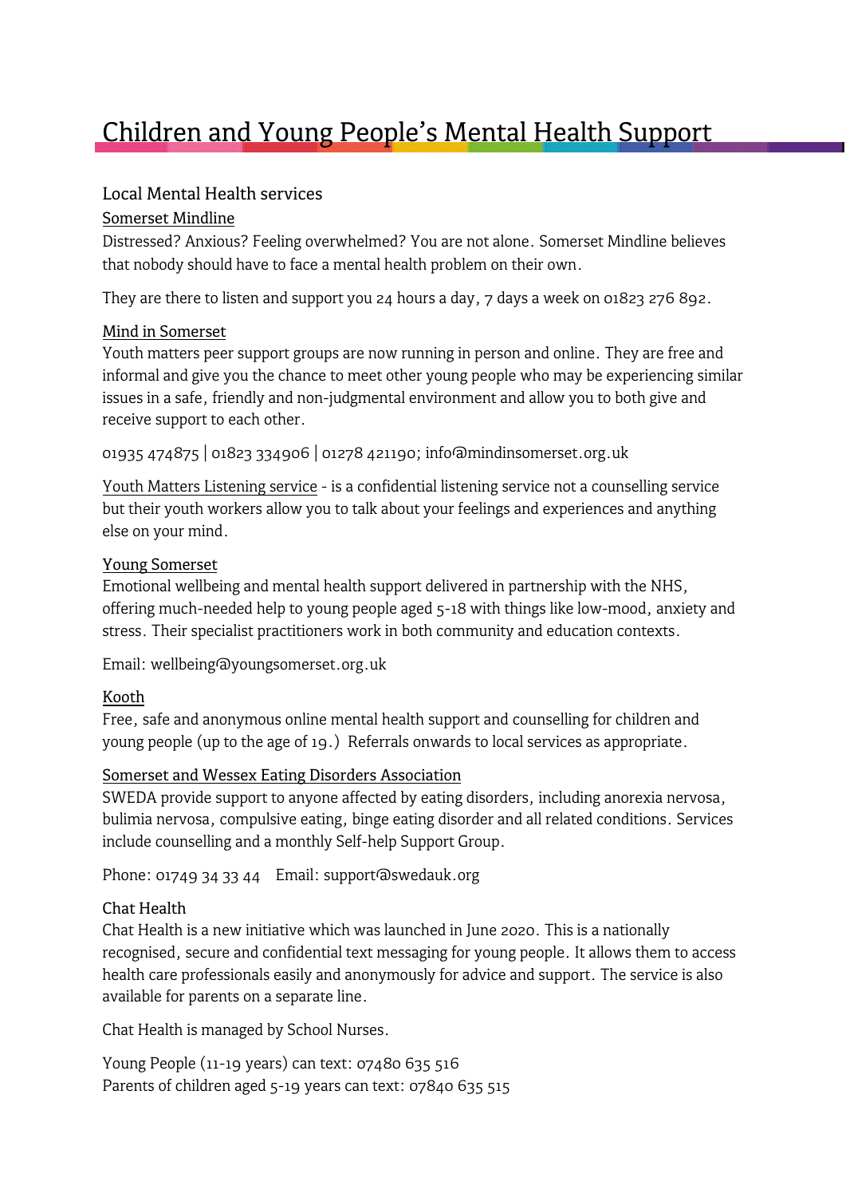# Children and Young People's Mental Health Support

## Local Mental Health services

### Somerset Mindline

Distressed? Anxious? Feeling overwhelmed? You are not alone. Somerset Mindline believes that nobody should have to face a mental health problem on their own.

They are there to listen and support you 24 hours a day, 7 days a week on 01823 276 892.

### Mind in Somerset

Youth matters peer support groups are now running in person and online. They are free and informal and give you the chance to meet other young people who may be experiencing similar issues in a safe, friendly and non-judgmental environment and allow you to both give and receive support to each other.

01935 474875 | 01823 334906 | 01278 421190; info@mindinsomerset.org.uk

Youth Matters Listening service - is a confidential listening service not a counselling service but their youth workers allow you to talk about your feelings and experiences and anything else on your mind.

### Young Somerset

Emotional wellbeing and mental health support delivered in partnership with the NHS, offering much-needed help to young people aged 5-18 with things like low-mood, anxiety and stress. Their specialist practitioners work in both community and education contexts.

Email: wellbeing@youngsomerset.org.uk

### Kooth

Free, safe and anonymous online mental health support and counselling for children and young people (up to the age of 19.) Referrals onwards to local services as appropriate.

### Somerset and Wessex Eating Disorders Association

SWEDA provide support to anyone affected by eating disorders, including anorexia nervosa, bulimia nervosa, compulsive eating, binge eating disorder and all related conditions. Services include counselling and a monthly Self-help Support Group.

Phone: 01749 34 33 44 Email: support@swedauk.org

### Chat Health

Chat Health is a new initiative which was launched in June 2020. This is a nationally recognised, secure and confidential text messaging for young people. It allows them to access health care professionals easily and anonymously for advice and support. The service is also available for parents on a separate line.

Chat Health is managed by School Nurses.

Young People (11-19 years) can text: 07480 635 516
Parents of children aged 5-19 years can text: 07840 635 515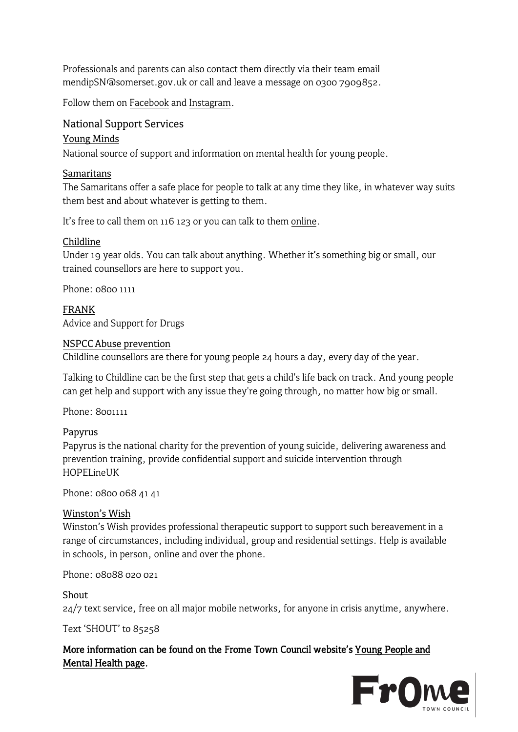Professionals and parents can also contact them directly via their team email mendipSN@somerset.gov.uk or call and leave a message on 0300 7909852.

Follow them on Facebook and Instagram.

## National Support Services

### Young Minds

National source of support and information on mental health for young people.

### Samaritans

The Samaritans offer a safe place for people to talk at any time they like, in whatever way suits them best and about whatever is getting to them.

It's free to call them on 116 123 or you can talk to them online.

### Childline

Under 19 year olds. You can talk about anything. Whether it's something big or small, our trained counsellors are here to support you.

Phone: 0800 1111

### FRANK

Advice and Support for Drugs

### NSPCC Abuse prevention

Childline counsellors are there for young people 24 hours a day, every day of the year.

Talking to Childline can be the first step that gets a child's life back on track. And young people can get help and support with any issue they're going through, no matter how big or small.

Phone: 8001111

### Papyrus

Papyrus is the national charity for the prevention of young suicide, delivering awareness and prevention training, provide confidential support and suicide intervention through HOPELineUK

Phone: 0800 068 41 41

### Winston's Wish

Winston's Wish provides professional therapeutic support to support such bereavement in a range of circumstances, including individual, group and residential settings. Help is available in schools, in person, online and over the phone.

Phone: 08088 020 021

### Shout

24/7 text service, free on all major mobile networks, for anyone in crisis anytime, anywhere.

Text 'SHOUT' to 85258

**More information can be found on the Frome Town Council website's Young People and Mental Health page.**

FrOme TOWN COUNCIL